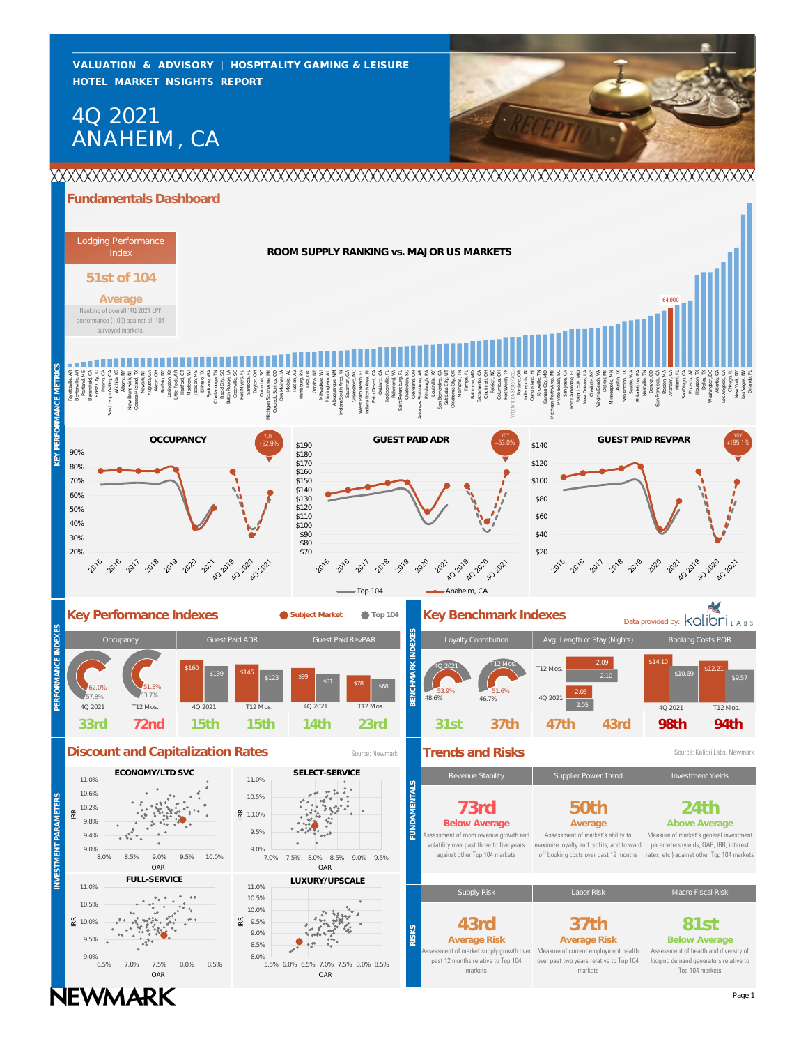**VALUATION & ADVISORY | HOSPITALITY GAMING & LEISURE**
**HOTEL MARKET NSIGHTS REPORT**

# 4Q 2021 ANAHEIM, CA

## Fundamentals Dashboard

### KEY PERFORMANCE METRICS

**Lodging Performance Index**

**51st of 104**

**Average**

Ranking of overall '4Q 2021 LPI' performance (1.00) against all 104 surveyed markets.

**ROOM SUPPLY RANKING vs. MAJOR US MARKETS**

Anaheim, CA: 64,000

**OCCUPANCY** — YOY +92.9%

**GUEST PAID ADR** — YOY +53.0%

**GUEST PAID REVPAR** — YOY +195.1%

Legend: Top 104 | Anaheim, CA

## Key Performance Indexes

Legend: Subject Market | Top 104

| | Occupancy | | Guest Paid ADR | | Guest Paid RevPAR | |
|---|---|---|---|---|---|---|
| | 4Q 2021 | T12 Mos. | 4Q 2021 | T12 Mos. | 4Q 2021 | T12 Mos. |
| Subject Market | 62.0% | 51.3% | $160 | $145 | $99 | $78 |
| Top 104 | 57.8% | 53.7% | $139 | $123 | $81 | $68 |
| Rank | 33rd | 72nd | 15th | 15th | 14th | 23rd |

## Key Benchmark Indexes

Data provided by: kalibri LABS

| | Loyalty Contribution | | Avg. Length of Stay (Nights) | | Booking Costs POR | |
|---|---|---|---|---|---|---|
| | 4Q 2021 | T12 Mos. | T12 Mos. | 4Q 2021 | 4Q 2021 | T12 Mos. |
| Subject Market | 53.9% | 51.6% | 2.09 | 2.05 | $14.10 | $12.21 |
| Top 104 | 48.6% | 46.7% | 2.10 | 2.05 | $10.69 | $9.57 |
| Rank | 31st | 37th | 47th | 43rd | 98th | 94th |

## Discount and Capitalization Rates

Source: Newmark

**ECONOMY/LTD SVC** (IRR vs. OAR)

**SELECT-SERVICE** (IRR vs. OAR)

**FULL-SERVICE** (IRR vs. OAR)

**LUXURY/UPSCALE** (IRR vs. OAR)

## Trends and Risks

Source: Kalibri Labs, Newmark

### Fundamentals

| Revenue Stability | Supplier Power Trend | Investment Yields |
|---|---|---|
| **73rd** | **50th** | **24th** |
| **Below Average** | **Average** | **Above Average** |
| Assessment of room revenue growth and volatility over past three to five years against other Top 104 markets | Assessment of market's ability to maximize loyalty and profits, and to ward off booking costs over past 12 months | Measure of market's general investment parameters (yields, OAR, IRR, interest rates, etc.) against other Top 104 markets |

### Risks

| Supply Risk | Labor Risk | Macro-Fiscal Risk |
|---|---|---|
| **43rd** | **37th** | **81st** |
| **Average Risk** | **Average Risk** | **Below Average** |
| Assessment of market supply growth over past 12 months relative to Top 104 markets | Measure of current employment health over past two years relative to Top 104 markets | Assessment of health and diversity of lodging demand generators relative to Top 104 markets |

NEWMARK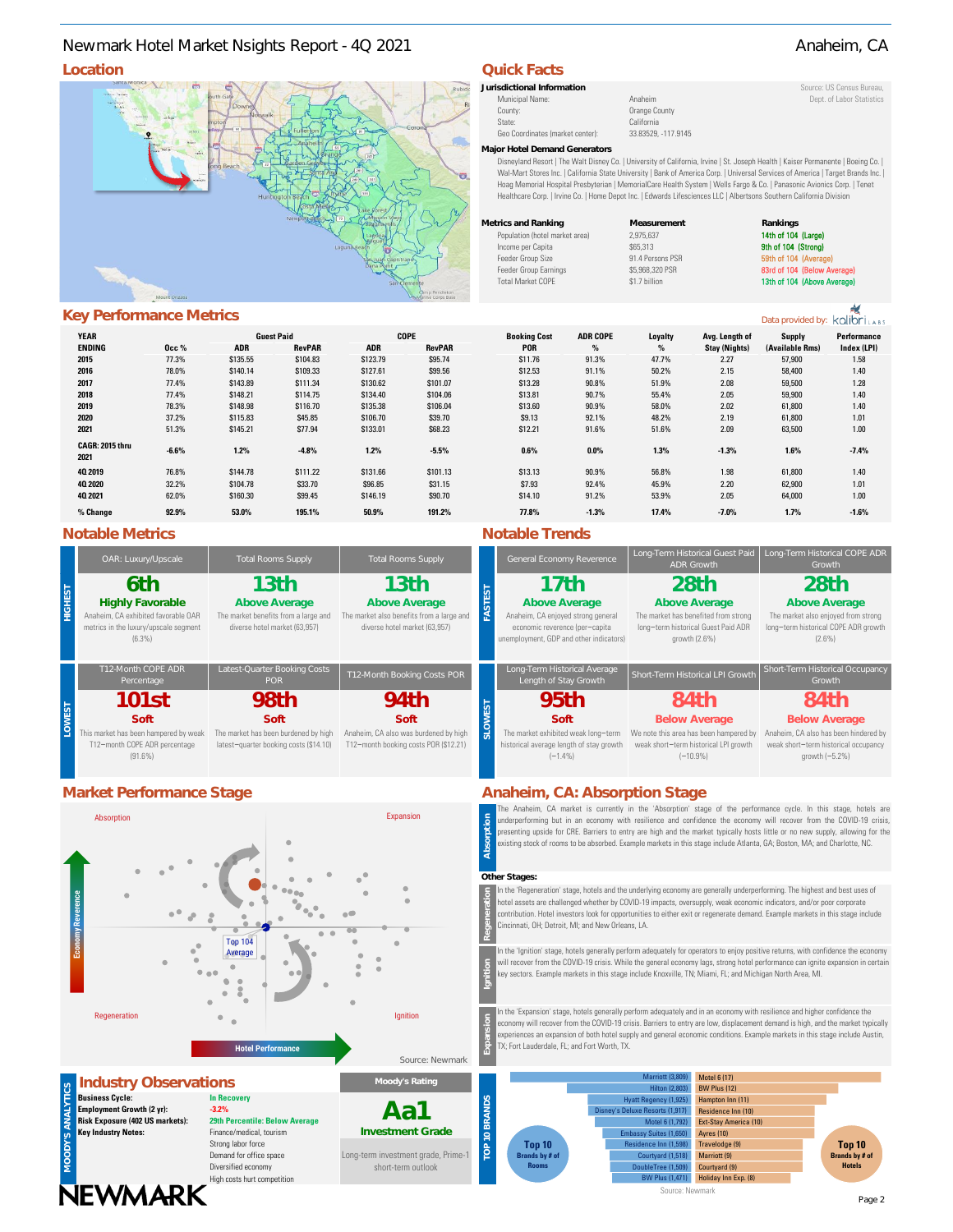# Newmark Hotel Market Nsights Report - 4Q 2021 — Anaheim, CA

## Location

## Quick Facts

**Jurisdictional Information**

Source: US Census Bureau, Dept. of Labor Statistics

| | |
|---|---|
| Municipal Name: | Anaheim |
| County: | Orange County |
| State: | California |
| Geo Coordinates (market center): | 33.83529, -117.9145 |

**Major Hotel Demand Generators**

Disneyland Resort | The Walt Disney Co. | University of California, Irvine | St. Joseph Health | Kaiser Permanente | Boeing Co. | Wal-Mart Stores Inc. | California State University | Bank of America Corp. | Universal Services of America | Target Brands Inc. | Hoag Memorial Hospital Presbyterian | MemorialCare Health System | Wells Fargo & Co. | Panasonic Avionics Corp. | Tenet Healthcare Corp. | Irvine Co. | Home Depot Inc. | Edwards Lifesciences LLC | Albertsons Southern California Division

| Metrics and Ranking | Measurement | Rankings |
|---|---|---|
| Population (hotel market area) | 2,975,637 | 14th of 104 (Large) |
| Income per Capita | $65,313 | 9th of 104 (Strong) |
| Feeder Group Size | 91.4 Persons PSR | 59th of 104 (Average) |
| Feeder Group Earnings | $5,968,320 PSR | 83rd of 104 (Below Average) |
| Total Market COPE | $1.7 billion | 13th of 104 (Above Average) |

## Key Performance Metrics

Data provided by: kalibri LABS

| YEAR ENDING | Occ % | Guest Paid ADR | Guest Paid RevPAR | COPE ADR | COPE RevPAR | Booking Cost POR | ADR COPE % | Loyalty % | Avg. Length of Stay (Nights) | Supply (Available Rms) | Performance Index (LPI) |
|---|---|---|---|---|---|---|---|---|---|---|---|
| 2015 | 77.3% | $135.55 | $104.83 | $123.79 | $95.74 | $11.76 | 91.3% | 47.7% | 2.27 | 57,900 | 1.58 |
| 2016 | 78.0% | $140.14 | $109.33 | $127.61 | $99.56 | $12.53 | 91.1% | 50.2% | 2.15 | 58,400 | 1.40 |
| 2017 | 77.4% | $143.89 | $111.34 | $130.62 | $101.07 | $13.28 | 90.8% | 51.9% | 2.08 | 59,500 | 1.28 |
| 2018 | 77.4% | $148.21 | $114.75 | $134.40 | $104.06 | $13.81 | 90.7% | 55.4% | 2.05 | 59,900 | 1.40 |
| 2019 | 78.3% | $148.98 | $116.70 | $135.38 | $106.04 | $13.60 | 90.9% | 58.0% | 2.02 | 61,800 | 1.40 |
| 2020 | 37.2% | $115.83 | $45.85 | $106.70 | $39.70 | $9.13 | 92.1% | 48.2% | 2.19 | 61,800 | 1.01 |
| 2021 | 51.3% | $145.21 | $77.94 | $133.01 | $68.23 | $12.21 | 91.6% | 51.6% | 2.09 | 63,500 | 1.00 |
| CAGR: 2015 thru 2021 | -6.6% | 1.2% | -4.8% | 1.2% | -5.5% | 0.6% | 0.0% | 1.3% | -1.3% | 1.6% | -7.4% |
| 4Q 2019 | 76.8% | $144.78 | $111.22 | $131.66 | $101.13 | $13.13 | 90.9% | 56.8% | 1.98 | 61,800 | 1.40 |
| 4Q 2020 | 32.2% | $104.78 | $33.70 | $96.85 | $31.15 | $7.93 | 92.4% | 45.9% | 2.20 | 62,900 | 1.01 |
| 4Q 2021 | 62.0% | $160.30 | $99.45 | $146.19 | $90.70 | $14.10 | 91.2% | 53.9% | 2.05 | 64,000 | 1.00 |
| % Change | 92.9% | 53.0% | 195.1% | 50.9% | 191.2% | 77.8% | -1.3% | 17.4% | -7.0% | 1.7% | -1.6% |

## Notable Metrics

**HIGHEST**

- **OAR: Luxury/Upscale — 6th, Highly Favorable:** Anaheim, CA exhibited favorable OAR metrics in the luxury/upscale segment (6.3%)
- **Total Rooms Supply — 13th, Above Average:** The market benefits from a large and diverse hotel market (63,957)
- **Total Rooms Supply — 13th, Above Average:** The market also benefits from a large and diverse hotel market (63,957)

**LOWEST**

- **T12-Month COPE ADR Percentage — 101st, Soft:** This market has been hampered by weak T12-month COPE ADR percentage (91.6%)
- **Latest-Quarter Booking Costs POR — 98th, Soft:** The market has been burdened by high latest-quarter booking costs ($14.10)
- **T12-Month Booking Costs POR — 94th, Soft:** Anaheim, CA also was burdened by high T12-month booking costs POR ($12.21)

## Notable Trends

**FASTEST**

- **General Economy Reverence — 17th, Above Average:** Anaheim, CA enjoyed strong general economic reverence (per-capita unemployment, GDP and other indicators)
- **Long-Term Historical Guest Paid ADR Growth — 28th, Above Average:** The market has benefited from strong long-term historical Guest Paid ADR growth (2.6%)
- **Long-Term Historical COPE ADR Growth — 28th, Above Average:** The market also enjoyed from strong long-term historical COPE ADR growth (2.6%)

**SLOWEST**

- **Long-Term Historical Average Length of Stay Growth — 95th, Soft:** The market exhibited weak long-term historical average length of stay growth (-1.4%)
- **Short-Term Historical LPI Growth — 84th, Below Average:** We note this area has been hampered by weak short-term historical LPI growth (-10.9%)
- **Short-Term Historical Occupancy Growth — 84th, Below Average:** Anaheim, CA also has been hindered by weak short-term historical occupancy growth (-5.2%)

## Market Performance Stage

Absorption | Expansion | Regeneration | Ignition — Economy Reverence vs. Hotel Performance — Top 104 Average

Source: Newmark

## Anaheim, CA: Absorption Stage

**Absorption:** The Anaheim, CA market is currently in the 'Absorption' stage of the performance cycle. In this stage, hotels are underperforming but in an economy with resilience and confidence the economy will recover from the COVID-19 crisis, presenting upside for CRE. Barriers to entry are high and the market typically hosts little or no new supply, allowing for the existing stock of rooms to be absorbed. Example markets in this stage include Atlanta, GA; Boston, MA; and Charlotte, NC.

**Other Stages:**

**Regeneration:** In the 'Regeneration' stage, hotels and the underlying economy are generally underperforming. The highest and best uses of hotel assets are challenged whether by COVID-19 impacts, oversupply, weak economic indicators, and/or poor corporate contribution. Hotel investors look for opportunities to either exit or regenerate demand. Example markets in this stage include Cincinnati, OH; Detroit, MI; and New Orleans, LA.

**Ignition:** In the 'Ignition' stage, hotels generally perform adequately for operators to enjoy positive returns, with confidence the economy will recover from the COVID-19 crisis. While the general economy lags, strong hotel performance can ignite expansion in certain key sectors. Example markets in this stage include Knoxville, TN; Miami, FL; and Michigan North Area, MI.

**Expansion:** In the 'Expansion' stage, hotels generally perform adequately and in an economy with resilience and higher confidence the economy will recover from the COVID-19 crisis. Barriers to entry are low, displacement demand is high, and the market typically experiences an expansion of both hotel supply and general economic conditions. Example markets in this stage include Austin, TX; Fort Lauderdale, FL; and Fort Worth, TX.

## Industry Observations

MOODY'S ANALYTICS

| | |
|---|---|
| **Business Cycle:** | In Recovery |
| **Employment Growth (2 yr):** | -3.2% |
| **Risk Exposure (402 US markets):** | 29th Percentile: Below Average |
| **Key Industry Notes:** | Finance/medical, tourism<br>Strong labor force<br>Demand for office space<br>Diversified economy<br>High costs hurt competition |

**Moody's Rating**

**Aa1**

**Investment Grade**

Long-term investment grade, Prime-1 short-term outlook

## TOP 10 BRANDS

| Top 10 Brands by # of Rooms | Top 10 Brands by # of Hotels |
|---|---|
| Marriott (3,809) | Motel 6 (17) |
| Hilton (2,803) | BW Plus (12) |
| Hyatt Regency (1,925) | Hampton Inn (11) |
| Disney's Deluxe Resorts (1,917) | Residence Inn (10) |
| Motel 6 (1,792) | Ext-Stay America (10) |
| Embassy Suites (1,650) | Ayres (10) |
| Residence Inn (1,598) | Travelodge (9) |
| Courtyard (1,518) | Marriott (9) |
| DoubleTree (1,509) | Courtyard (9) |
| BW Plus (1,471) | Holiday Inn Exp. (8) |

Source: Newmark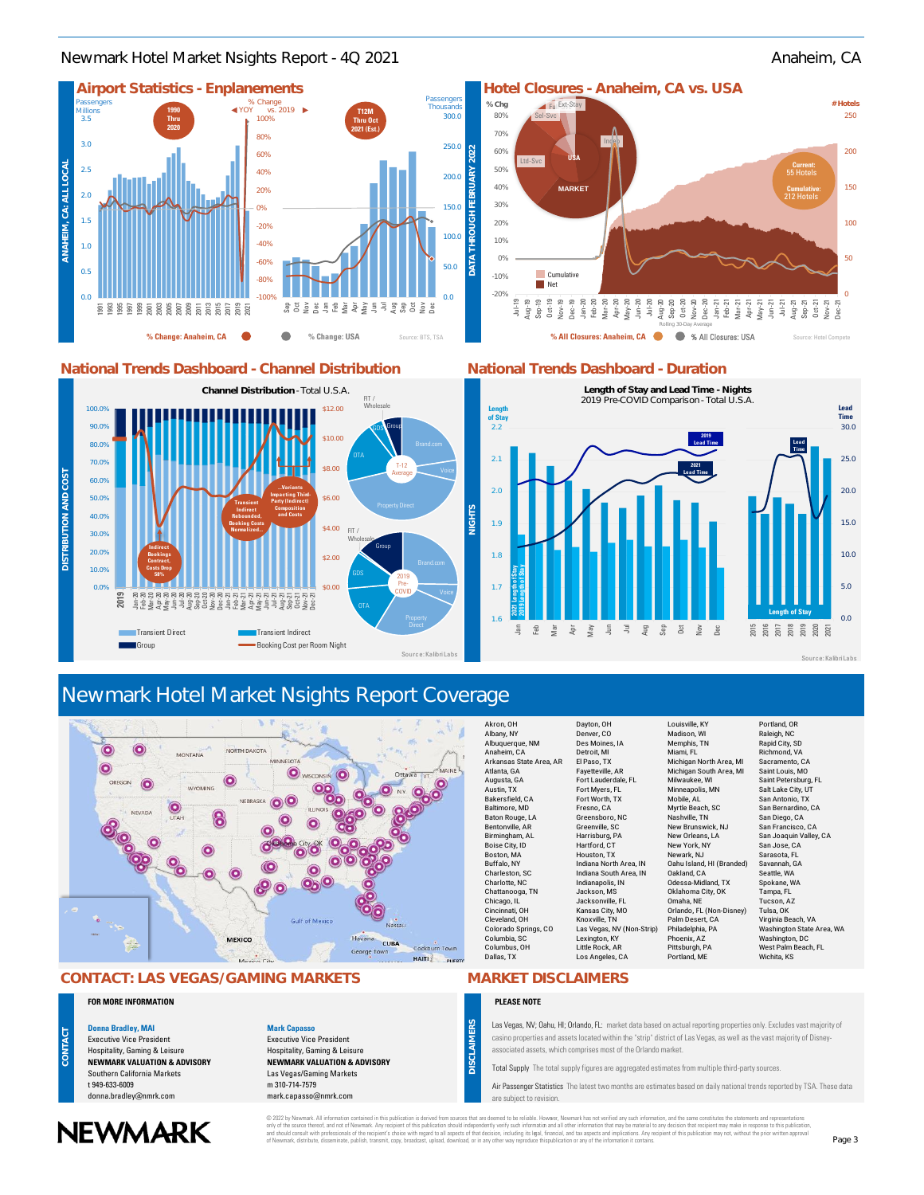# Newmark Hotel Market Nsights Report - 4Q 2021

Anaheim, CA

## Airport Statistics - Enplanements

ANAHEIM, CA: ALL LOCAL

Passengers Millions

1990 Thru 2020

% Change ◄ YOY vs. 2019 ►

T12M Thru Oct 2021 (Est.)

Passengers Thousands

DATA THROUGH FEBRUARY 2022

% Change: Anaheim, CA

% Change: USA

Source: BTS, TSA

## Hotel Closures - Anaheim, CA vs. USA

% Chg

# Hotels

Current: 55 Hotels

Cumulative: 212 Hotels

Cumulative

Net

Rolling 30-Day Average

% All Closures: Anaheim, CA

% All Closures: USA

Source: Hotel Compete

## National Trends Dashboard - Channel Distribution

DISTRIBUTION AND COST

**Channel Distribution** - Total U.S.A.

Indirect Bookings Contract, Costs Drop 58%

Transient Indirect Rebounded, Booking Costs Normalized...

...Variants Impacting Third-Party (Indirect) Composition and Costs

FIT / Wholesale

T-12 Average

2019 Pre-COVID

Transient Direct

Transient Indirect

Group

Booking Cost per Room Night

Source: Kalibri Labs

## National Trends Dashboard - Duration

NIGHTS

**Length of Stay and Lead Time - Nights**

2019 Pre-COVID Comparison - Total U.S.A.

Length of Stay

Lead Time

2019 Lead Time

2021 Lead Time

2021 Length of Stay

2019 Length of Stay

Source: Kalibri Labs

# Newmark Hotel Market Nsights Report Coverage

| | | | |
|---|---|---|---|
| Akron, OH | Dayton, OH | Louisville, KY | Portland, OR |
| Albany, NY | Denver, CO | Madison, WI | Raleigh, NC |
| Albuquerque, NM | Des Moines, IA | Memphis, TN | Rapid City, SD |
| Anaheim, CA | Detroit, MI | Miami, FL | Richmond, VA |
| Arkansas State Area, AR | El Paso, TX | Michigan North Area, MI | Sacramento, CA |
| Atlanta, GA | Fayetteville, AR | Michigan South Area, MI | Saint Louis, MO |
| Augusta, GA | Fort Lauderdale, FL | Milwaukee, WI | Saint Petersburg, FL |
| Austin, TX | Fort Myers, FL | Minneapolis, MN | Salt Lake City, UT |
| Bakersfield, CA | Fort Worth, TX | Mobile, AL | San Antonio, TX |
| Baltimore, MD | Fresno, CA | Myrtle Beach, SC | San Bernardino, CA |
| Baton Rouge, LA | Greensboro, NC | Nashville, TN | San Diego, CA |
| Bentonville, AR | Greenville, SC | New Brunswick, NJ | San Francisco, CA |
| Birmingham, AL | Harrisburg, PA | New Orleans, LA | San Joaquin Valley, CA |
| Boise City, ID | Hartford, CT | New York, NY | San Jose, CA |
| Boston, MA | Houston, TX | Newark, NJ | Sarasota, FL |
| Buffalo, NY | Indiana North Area, IN | Oahu Island, HI (Branded) | Savannah, GA |
| Charleston, SC | Indiana South Area, IN | Oakland, CA | Seattle, WA |
| Charlotte, NC | Indianapolis, IN | Odessa-Midland, TX | Spokane, WA |
| Chattanooga, TN | Jackson, MS | Oklahoma City, OK | Tampa, FL |
| Chicago, IL | Jacksonville, FL | Omaha, NE | Tucson, AZ |
| Cincinnati, OH | Kansas City, MO | Orlando, FL (Non-Disney) | Tulsa, OK |
| Cleveland, OH | Knoxville, TN | Palm Desert, CA | Virginia Beach, VA |
| Colorado Springs, CO | Las Vegas, NV (Non-Strip) | Philadelphia, PA | Washington State Area, WA |
| Columbia, SC | Lexington, KY | Phoenix, AZ | Washington, DC |
| Columbus, OH | Little Rock, AR | Pittsburgh, PA | West Palm Beach, FL |
| Dallas, TX | Los Angeles, CA | Portland, ME | Wichita, KS |

## CONTACT: LAS VEGAS/GAMING MARKETS

**FOR MORE INFORMATION**

**Donna Bradley, MAI**
Executive Vice President
Hospitality, Gaming & Leisure
**NEWMARK VALUATION & ADVISORY**
Southern California Markets
t 949-633-6009
donna.bradley@nmrk.com

**Mark Capasso**
Executive Vice President
Hospitality, Gaming & Leisure
**NEWMARK VALUATION & ADVISORY**
Las Vegas/Gaming Markets
m 310-714-7579
mark.capasso@nmrk.com

## MARKET DISCLAIMERS

**PLEASE NOTE**

Las Vegas, NV; Oahu, HI; Orlando, FL: market data based on actual reporting properties only. Excludes vast majority of casino properties and assets located within the "strip" district of Las Vegas, as well as the vast majority of Disney-associated assets, which comprises most of the Orlando market.

Total Supply The total supply figures are aggregated estimates from multiple third-party sources.

Air Passenger Statistics The latest two months are estimates based on daily national trends reported by TSA. These data are subject to revision.

NEWMARK

© 2022 by Newmark. All information contained in this publication is derived from sources that are deemed to be reliable. However, Newmark has not verified any such information, and the same constitutes the statements and representations only of the source thereof, and not of Newmark. Any recipient of this publication should independently verify such information and all other information that may be material to any decision that recipient may make in response to this publication, and should consult with professionals of the recipient's choice with regard to all aspects of that decision, including its legal, financial, and tax aspects and implications. Any recipient of this publication may not, without the prior written approval of Newmark, distribute, disseminate, publish, transmit, copy, broadcast, upload, download, or in any other way reproduce this publication or any of the information it contains.